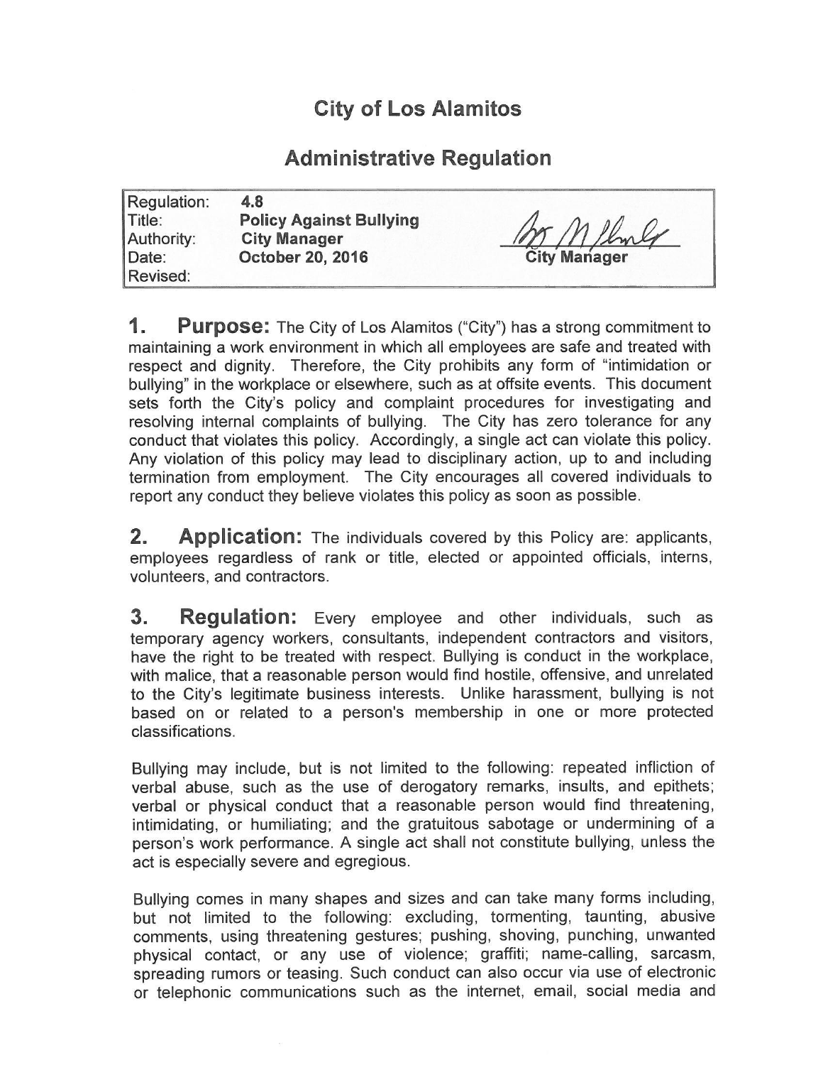# City of Los Alamitos

## Administrative Regulation

| | | |
|---|---|---|
| Regulation: | **4.8** | |
| Title: | **Policy Against Bullying** | |
| Authority: | **City Manager** | |
| Date: | **October 20, 2016** | **City Manager** |
| Revised: | | |

**1. Purpose:** The City of Los Alamitos ("City") has a strong commitment to maintaining a work environment in which all employees are safe and treated with respect and dignity. Therefore, the City prohibits any form of "intimidation or bullying" in the workplace or elsewhere, such as at offsite events. This document sets forth the City's policy and complaint procedures for investigating and resolving internal complaints of bullying. The City has zero tolerance for any conduct that violates this policy. Accordingly, a single act can violate this policy. Any violation of this policy may lead to disciplinary action, up to and including termination from employment. The City encourages all covered individuals to report any conduct they believe violates this policy as soon as possible.

**2. Application:** The individuals covered by this Policy are: applicants, employees regardless of rank or title, elected or appointed officials, interns, volunteers, and contractors.

**3. Regulation:** Every employee and other individuals, such as temporary agency workers, consultants, independent contractors and visitors, have the right to be treated with respect. Bullying is conduct in the workplace, with malice, that a reasonable person would find hostile, offensive, and unrelated to the City's legitimate business interests. Unlike harassment, bullying is not based on or related to a person's membership in one or more protected classifications.

Bullying may include, but is not limited to the following: repeated infliction of verbal abuse, such as the use of derogatory remarks, insults, and epithets; verbal or physical conduct that a reasonable person would find threatening, intimidating, or humiliating; and the gratuitous sabotage or undermining of a person's work performance. A single act shall not constitute bullying, unless the act is especially severe and egregious.

Bullying comes in many shapes and sizes and can take many forms including, but not limited to the following: excluding, tormenting, taunting, abusive comments, using threatening gestures; pushing, shoving, punching, unwanted physical contact, or any use of violence; graffiti; name-calling, sarcasm, spreading rumors or teasing. Such conduct can also occur via use of electronic or telephonic communications such as the internet, email, social media and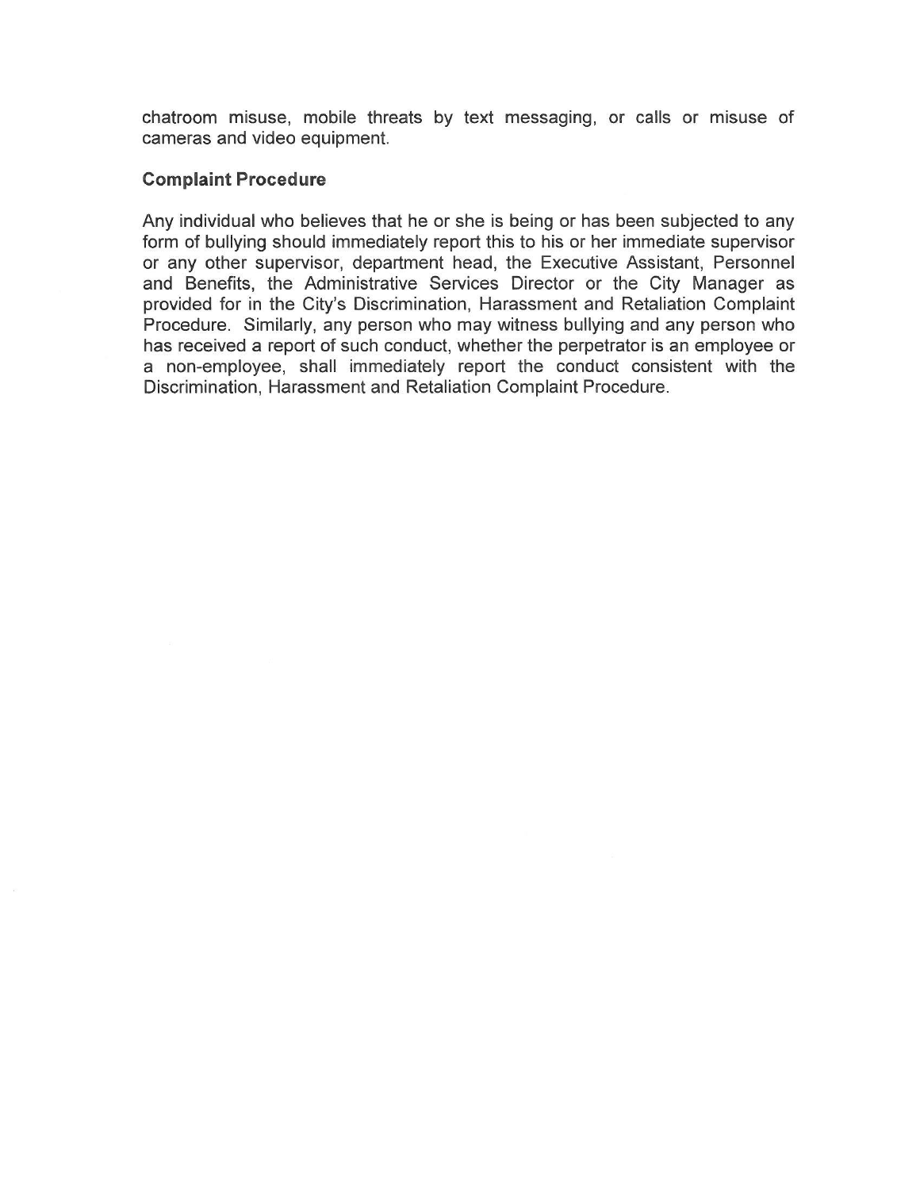chatroom misuse, mobile threats by text messaging, or calls or misuse of cameras and video equipment.

**Complaint Procedure**

Any individual who believes that he or she is being or has been subjected to any form of bullying should immediately report this to his or her immediate supervisor or any other supervisor, department head, the Executive Assistant, Personnel and Benefits, the Administrative Services Director or the City Manager as provided for in the City's Discrimination, Harassment and Retaliation Complaint Procedure. Similarly, any person who may witness bullying and any person who has received a report of such conduct, whether the perpetrator is an employee or a non-employee, shall immediately report the conduct consistent with the Discrimination, Harassment and Retaliation Complaint Procedure.